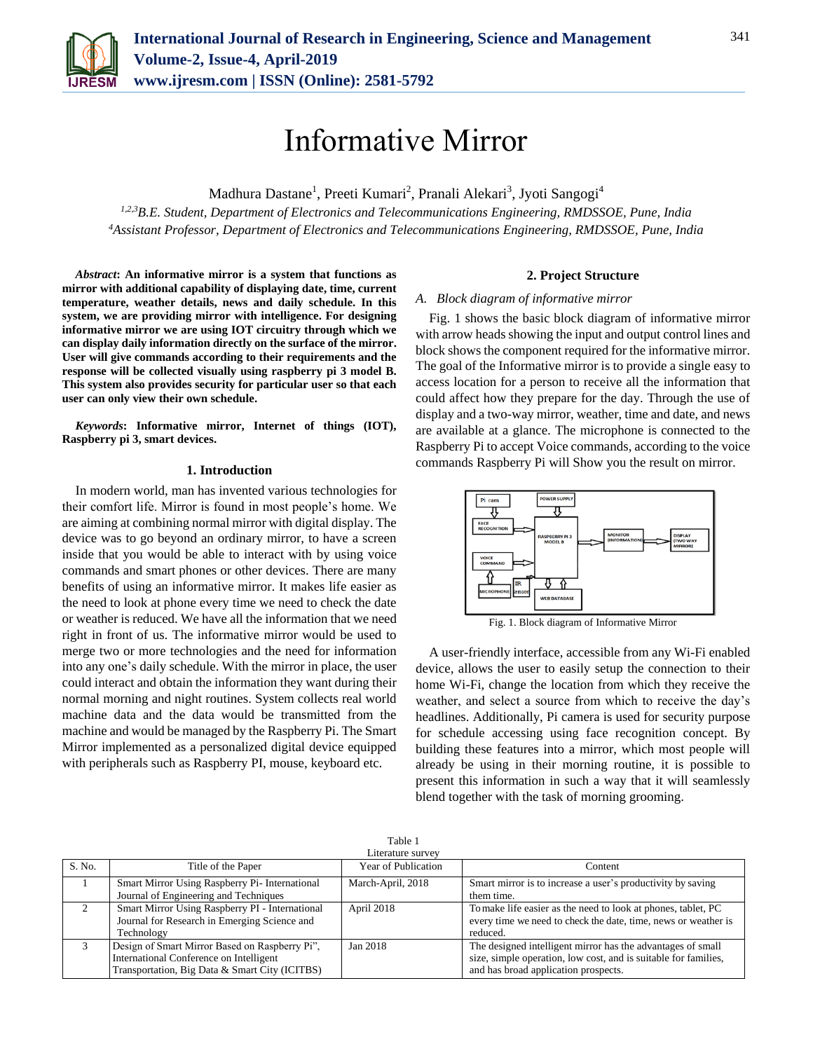# Informative Mirror

Madhura Dastane[1], Preeti Kumari[2], Pranali Alekari[3], Jyoti Sangogi[4]

*[1,2,3]B.E. Student, Department of Electronics and Telecommunications Engineering, RMDSSOE, Pune, India*
*[4]Assistant Professor, Department of Electronics and Telecommunications Engineering, RMDSSOE, Pune, India*

***Abstract*: An informative mirror is a system that functions as mirror with additional capability of displaying date, time, current temperature, weather details, news and daily schedule. In this system, we are providing mirror with intelligence. For designing informative mirror we are using IOT circuitry through which we can display daily information directly on the surface of the mirror. User will give commands according to their requirements and the response will be collected visually using raspberry pi 3 model B. This system also provides security for particular user so that each user can only view their own schedule.**

***Keywords*: Informative mirror, Internet of things (IOT), Raspberry pi 3, smart devices.**

## 1. Introduction

In modern world, man has invented various technologies for their comfort life. Mirror is found in most people's home. We are aiming at combining normal mirror with digital display. The device was to go beyond an ordinary mirror, to have a screen inside that you would be able to interact with by using voice commands and smart phones or other devices. There are many benefits of using an informative mirror. It makes life easier as the need to look at phone every time we need to check the date or weather is reduced. We have all the information that we need right in front of us. The informative mirror would be used to merge two or more technologies and the need for information into any one's daily schedule. With the mirror in place, the user could interact and obtain the information they want during their normal morning and night routines. System collects real world machine data and the data would be transmitted from the machine and would be managed by the Raspberry Pi. The Smart Mirror implemented as a personalized digital device equipped with peripherals such as Raspberry PI, mouse, keyboard etc.

## 2. Project Structure

### *A. Block diagram of informative mirror*

Fig. 1 shows the basic block diagram of informative mirror with arrow heads showing the input and output control lines and block shows the component required for the informative mirror. The goal of the Informative mirror is to provide a single easy to access location for a person to receive all the information that could affect how they prepare for the day. Through the use of display and a two-way mirror, weather, time and date, and news are available at a glance. The microphone is connected to the Raspberry Pi to accept Voice commands, according to the voice commands Raspberry Pi will Show you the result on mirror.

Fig. 1. Block diagram of Informative Mirror

A user-friendly interface, accessible from any Wi-Fi enabled device, allows the user to easily setup the connection to their home Wi-Fi, change the location from which they receive the weather, and select a source from which to receive the day's headlines. Additionally, Pi camera is used for security purpose for schedule accessing using face recognition concept. By building these features into a mirror, which most people will already be using in their morning routine, it is possible to present this information in such a way that it will seamlessly blend together with the task of morning grooming.

Table 1
Literature survey

| S. No. | Title of the Paper | Year of Publication | Content |
|---|---|---|---|
| 1 | Smart Mirror Using Raspberry Pi- International Journal of Engineering and Techniques | March-April, 2018 | Smart mirror is to increase a user's productivity by saving them time. |
| 2 | Smart Mirror Using Raspberry PI - International Journal for Research in Emerging Science and Technology | April 2018 | To make life easier as the need to look at phones, tablet, PC every time we need to check the date, time, news or weather is reduced. |
| 3 | Design of Smart Mirror Based on Raspberry Pi", International Conference on Intelligent Transportation, Big Data & Smart City (ICITBS) | Jan 2018 | The designed intelligent mirror has the advantages of small size, simple operation, low cost, and is suitable for families, and has broad application prospects. |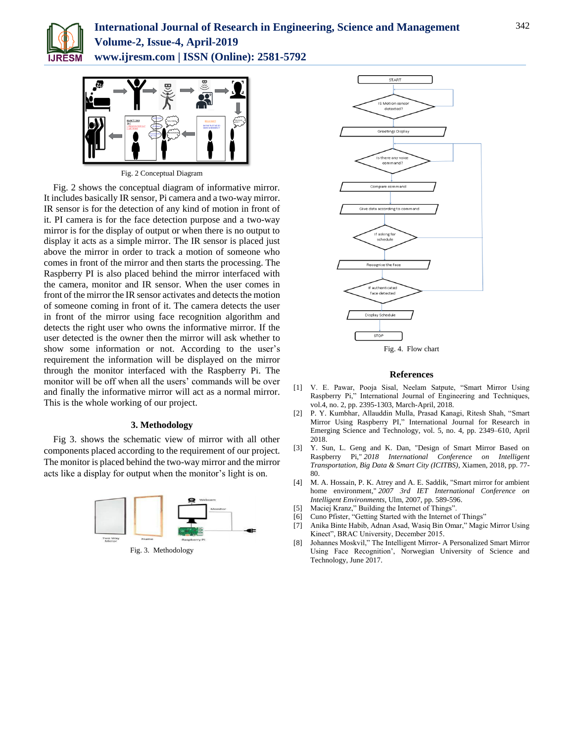Fig. 2 Conceptual Diagram

Fig. 2 shows the conceptual diagram of informative mirror. It includes basically IR sensor, Pi camera and a two-way mirror. IR sensor is for the detection of any kind of motion in front of it. PI camera is for the face detection purpose and a two-way mirror is for the display of output or when there is no output to display it acts as a simple mirror. The IR sensor is placed just above the mirror in order to track a motion of someone who comes in front of the mirror and then starts the processing. The Raspberry PI is also placed behind the mirror interfaced with the camera, monitor and IR sensor. When the user comes in front of the mirror the IR sensor activates and detects the motion of someone coming in front of it. The camera detects the user in front of the mirror using face recognition algorithm and detects the right user who owns the informative mirror. If the user detected is the owner then the mirror will ask whether to show some information or not. According to the user's requirement the information will be displayed on the mirror through the monitor interfaced with the Raspberry Pi. The monitor will be off when all the users' commands will be over and finally the informative mirror will act as a normal mirror. This is the whole working of our project.

## 3. Methodology

Fig 3. shows the schematic view of mirror with all other components placed according to the requirement of our project. The monitor is placed behind the two-way mirror and the mirror acts like a display for output when the monitor's light is on.

Two Way Mirror
Frame
Webcam
Monitor
Raspberry Pi

Fig. 3. Methodology

START
Is Motion sensor detected?
Greetings Display
Is there any voice command?
Compare command
Give data according to command
If asking for schedule
Recognise the face
If authenticated face detected
Display Schedule
STOP

Fig. 4. Flow chart

## References

[1] V. E. Pawar, Pooja Sisal, Neelam Satpute, "Smart Mirror Using Raspberry Pi," International Journal of Engineering and Techniques, vol.4, no. 2, pp. 2395-1303, March-April, 2018.

[2] P. Y. Kumbhar, Allauddin Mulla, Prasad Kanagi, Ritesh Shah, "Smart Mirror Using Raspberry PI," International Journal for Research in Emerging Science and Technology, vol. 5, no. 4, pp. 2349–610, April 2018.

[3] Y. Sun, L. Geng and K. Dan, "Design of Smart Mirror Based on Raspberry Pi," *2018 International Conference on Intelligent Transportation, Big Data & Smart City (ICITBS)*, Xiamen, 2018, pp. 77-80.

[4] M. A. Hossain, P. K. Atrey and A. E. Saddik, "Smart mirror for ambient home environment," *2007 3rd IET International Conference on Intelligent Environments*, Ulm, 2007, pp. 589-596.

[5] Maciej Kranz," Building the Internet of Things".

[6] Cuno Pfister, "Getting Started with the Internet of Things"

[7] Anika Binte Habib, Adnan Asad, Wasiq Bin Omar," Magic Mirror Using Kinect", BRAC University, December 2015.

[8] Johannes Moskvil," The Intelligent Mirror- A Personalized Smart Mirror Using Face Recognition', Norwegian University of Science and Technology, June 2017.